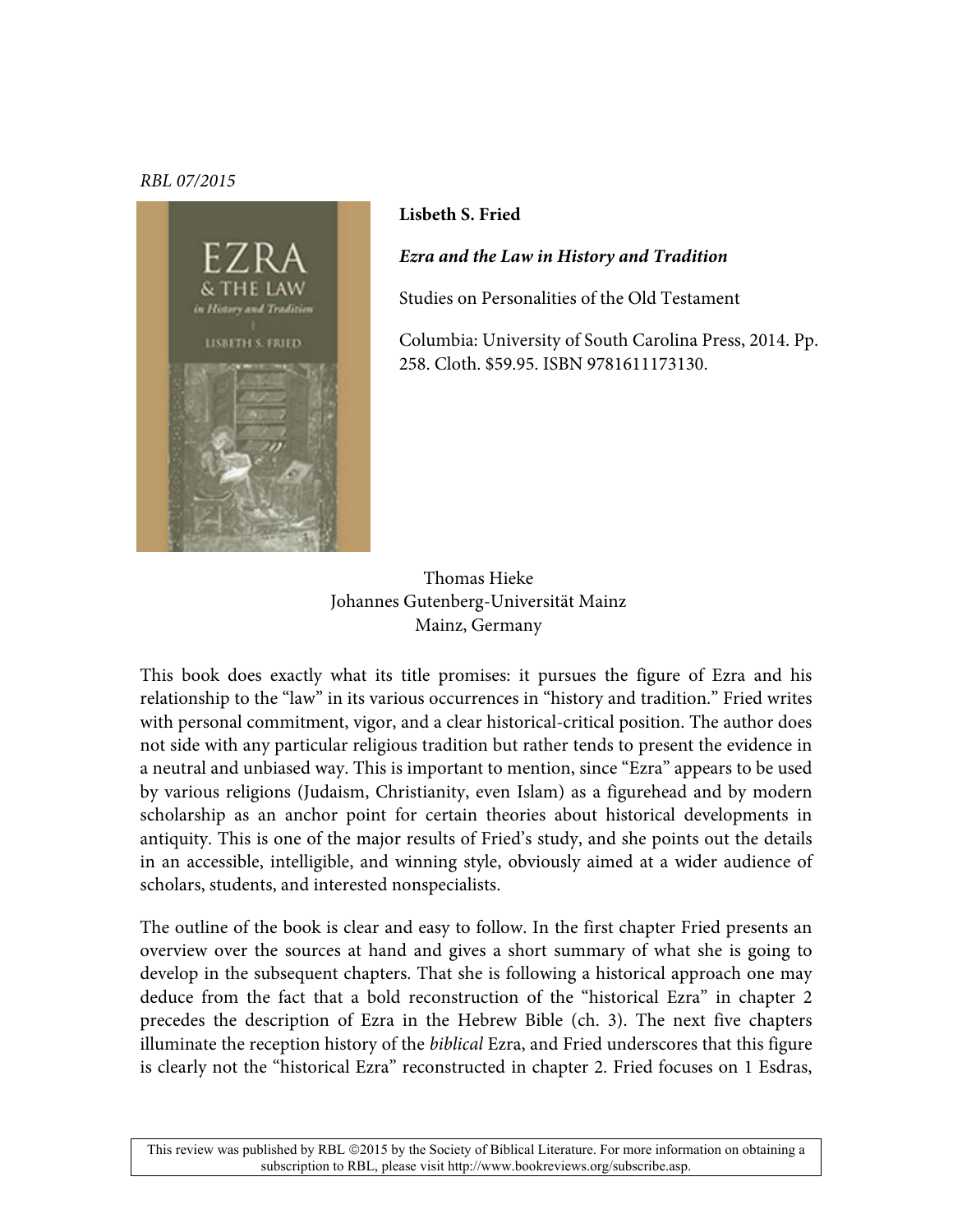*RBL 07/2015*

**Lisbeth S. Fried**

***Ezra and the Law in History and Tradition***

Studies on Personalities of the Old Testament

Columbia: University of South Carolina Press, 2014. Pp. 258. Cloth. $59.95. ISBN 9781611173130.

Thomas Hieke
Johannes Gutenberg-Universität Mainz
Mainz, Germany

This book does exactly what its title promises: it pursues the figure of Ezra and his relationship to the "law" in its various occurrences in "history and tradition." Fried writes with personal commitment, vigor, and a clear historical-critical position. The author does not side with any particular religious tradition but rather tends to present the evidence in a neutral and unbiased way. This is important to mention, since "Ezra" appears to be used by various religions (Judaism, Christianity, even Islam) as a figurehead and by modern scholarship as an anchor point for certain theories about historical developments in antiquity. This is one of the major results of Fried's study, and she points out the details in an accessible, intelligible, and winning style, obviously aimed at a wider audience of scholars, students, and interested nonspecialists.

The outline of the book is clear and easy to follow. In the first chapter Fried presents an overview over the sources at hand and gives a short summary of what she is going to develop in the subsequent chapters. That she is following a historical approach one may deduce from the fact that a bold reconstruction of the "historical Ezra" in chapter 2 precedes the description of Ezra in the Hebrew Bible (ch. 3). The next five chapters illuminate the reception history of the *biblical* Ezra, and Fried underscores that this figure is clearly not the "historical Ezra" reconstructed in chapter 2. Fried focuses on 1 Esdras,

This review was published by RBL ©2015 by the Society of Biblical Literature. For more information on obtaining a subscription to RBL, please visit http://www.bookreviews.org/subscribe.asp.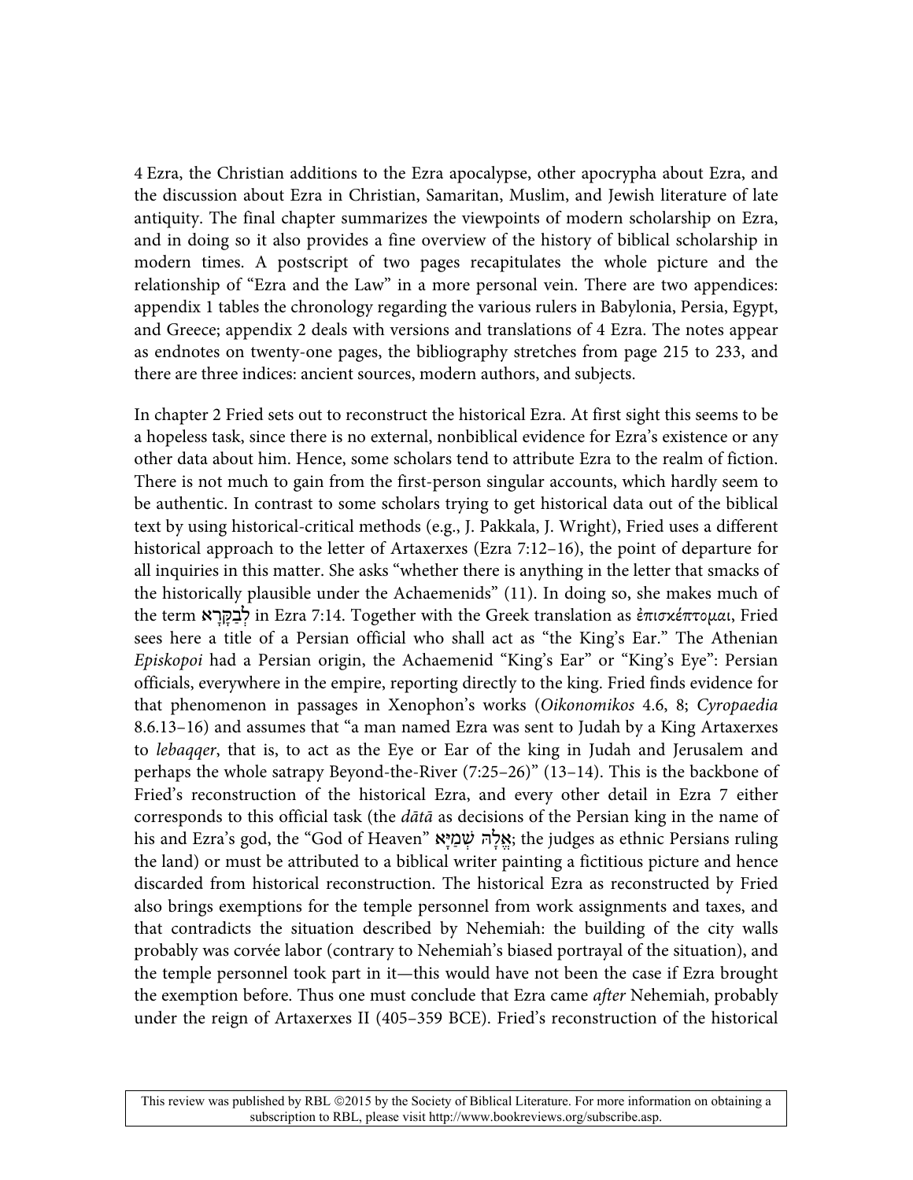4 Ezra, the Christian additions to the Ezra apocalypse, other apocrypha about Ezra, and the discussion about Ezra in Christian, Samaritan, Muslim, and Jewish literature of late antiquity. The final chapter summarizes the viewpoints of modern scholarship on Ezra, and in doing so it also provides a fine overview of the history of biblical scholarship in modern times. A postscript of two pages recapitulates the whole picture and the relationship of "Ezra and the Law" in a more personal vein. There are two appendices: appendix 1 tables the chronology regarding the various rulers in Babylonia, Persia, Egypt, and Greece; appendix 2 deals with versions and translations of 4 Ezra. The notes appear as endnotes on twenty-one pages, the bibliography stretches from page 215 to 233, and there are three indices: ancient sources, modern authors, and subjects.

In chapter 2 Fried sets out to reconstruct the historical Ezra. At first sight this seems to be a hopeless task, since there is no external, nonbiblical evidence for Ezra's existence or any other data about him. Hence, some scholars tend to attribute Ezra to the realm of fiction. There is not much to gain from the first-person singular accounts, which hardly seem to be authentic. In contrast to some scholars trying to get historical data out of the biblical text by using historical-critical methods (e.g., J. Pakkala, J. Wright), Fried uses a different historical approach to the letter of Artaxerxes (Ezra 7:12–16), the point of departure for all inquiries in this matter. She asks "whether there is anything in the letter that smacks of the historically plausible under the Achaemenids" (11). In doing so, she makes much of the term לְבַקָּרָא in Ezra 7:14. Together with the Greek translation as ἐπισκέπτομαι, Fried sees here a title of a Persian official who shall act as "the King's Ear." The Athenian *Episkopoi* had a Persian origin, the Achaemenid "King's Ear" or "King's Eye": Persian officials, everywhere in the empire, reporting directly to the king. Fried finds evidence for that phenomenon in passages in Xenophon's works (*Oikonomikos* 4.6, 8; *Cyropaedia* 8.6.13–16) and assumes that "a man named Ezra was sent to Judah by a King Artaxerxes to *lebaqqer*, that is, to act as the Eye or Ear of the king in Judah and Jerusalem and perhaps the whole satrapy Beyond-the-River (7:25–26)" (13–14). This is the backbone of Fried's reconstruction of the historical Ezra, and every other detail in Ezra 7 either corresponds to this official task (the *dātā* as decisions of the Persian king in the name of his and Ezra's god, the "God of Heaven" אֱלָהּ שְׁמַיָּא; the judges as ethnic Persians ruling the land) or must be attributed to a biblical writer painting a fictitious picture and hence discarded from historical reconstruction. The historical Ezra as reconstructed by Fried also brings exemptions for the temple personnel from work assignments and taxes, and that contradicts the situation described by Nehemiah: the building of the city walls probably was corvée labor (contrary to Nehemiah's biased portrayal of the situation), and the temple personnel took part in it—this would have not been the case if Ezra brought the exemption before. Thus one must conclude that Ezra came *after* Nehemiah, probably under the reign of Artaxerxes II (405–359 BCE). Fried's reconstruction of the historical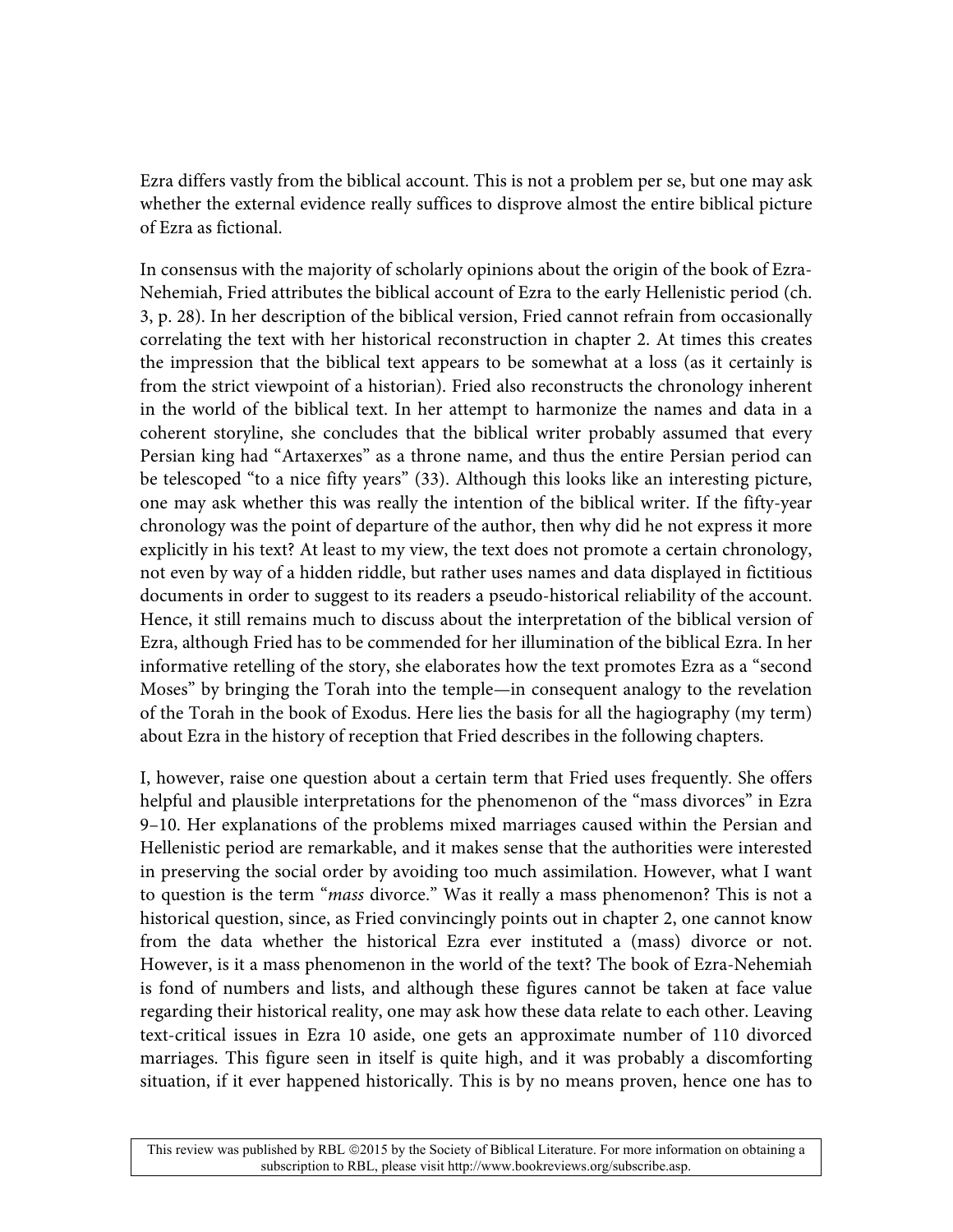Ezra differs vastly from the biblical account. This is not a problem per se, but one may ask whether the external evidence really suffices to disprove almost the entire biblical picture of Ezra as fictional.

In consensus with the majority of scholarly opinions about the origin of the book of Ezra-Nehemiah, Fried attributes the biblical account of Ezra to the early Hellenistic period (ch. 3, p. 28). In her description of the biblical version, Fried cannot refrain from occasionally correlating the text with her historical reconstruction in chapter 2. At times this creates the impression that the biblical text appears to be somewhat at a loss (as it certainly is from the strict viewpoint of a historian). Fried also reconstructs the chronology inherent in the world of the biblical text. In her attempt to harmonize the names and data in a coherent storyline, she concludes that the biblical writer probably assumed that every Persian king had "Artaxerxes" as a throne name, and thus the entire Persian period can be telescoped "to a nice fifty years" (33). Although this looks like an interesting picture, one may ask whether this was really the intention of the biblical writer. If the fifty-year chronology was the point of departure of the author, then why did he not express it more explicitly in his text? At least to my view, the text does not promote a certain chronology, not even by way of a hidden riddle, but rather uses names and data displayed in fictitious documents in order to suggest to its readers a pseudo-historical reliability of the account. Hence, it still remains much to discuss about the interpretation of the biblical version of Ezra, although Fried has to be commended for her illumination of the biblical Ezra. In her informative retelling of the story, she elaborates how the text promotes Ezra as a "second Moses" by bringing the Torah into the temple—in consequent analogy to the revelation of the Torah in the book of Exodus. Here lies the basis for all the hagiography (my term) about Ezra in the history of reception that Fried describes in the following chapters.

I, however, raise one question about a certain term that Fried uses frequently. She offers helpful and plausible interpretations for the phenomenon of the "mass divorces" in Ezra 9–10. Her explanations of the problems mixed marriages caused within the Persian and Hellenistic period are remarkable, and it makes sense that the authorities were interested in preserving the social order by avoiding too much assimilation. However, what I want to question is the term "*mass* divorce." Was it really a mass phenomenon? This is not a historical question, since, as Fried convincingly points out in chapter 2, one cannot know from the data whether the historical Ezra ever instituted a (mass) divorce or not. However, is it a mass phenomenon in the world of the text? The book of Ezra-Nehemiah is fond of numbers and lists, and although these figures cannot be taken at face value regarding their historical reality, one may ask how these data relate to each other. Leaving text-critical issues in Ezra 10 aside, one gets an approximate number of 110 divorced marriages. This figure seen in itself is quite high, and it was probably a discomforting situation, if it ever happened historically. This is by no means proven, hence one has to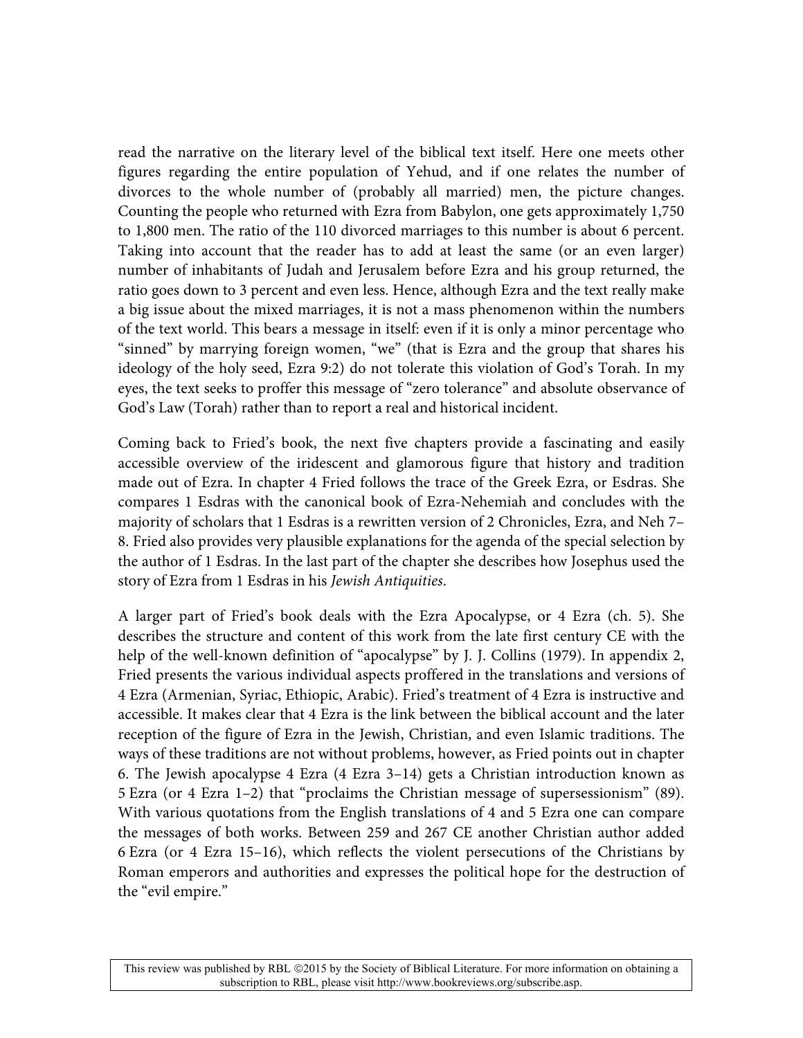read the narrative on the literary level of the biblical text itself. Here one meets other figures regarding the entire population of Yehud, and if one relates the number of divorces to the whole number of (probably all married) men, the picture changes. Counting the people who returned with Ezra from Babylon, one gets approximately 1,750 to 1,800 men. The ratio of the 110 divorced marriages to this number is about 6 percent. Taking into account that the reader has to add at least the same (or an even larger) number of inhabitants of Judah and Jerusalem before Ezra and his group returned, the ratio goes down to 3 percent and even less. Hence, although Ezra and the text really make a big issue about the mixed marriages, it is not a mass phenomenon within the numbers of the text world. This bears a message in itself: even if it is only a minor percentage who "sinned" by marrying foreign women, "we" (that is Ezra and the group that shares his ideology of the holy seed, Ezra 9:2) do not tolerate this violation of God's Torah. In my eyes, the text seeks to proffer this message of "zero tolerance" and absolute observance of God's Law (Torah) rather than to report a real and historical incident.

Coming back to Fried's book, the next five chapters provide a fascinating and easily accessible overview of the iridescent and glamorous figure that history and tradition made out of Ezra. In chapter 4 Fried follows the trace of the Greek Ezra, or Esdras. She compares 1 Esdras with the canonical book of Ezra-Nehemiah and concludes with the majority of scholars that 1 Esdras is a rewritten version of 2 Chronicles, Ezra, and Neh 7–8. Fried also provides very plausible explanations for the agenda of the special selection by the author of 1 Esdras. In the last part of the chapter she describes how Josephus used the story of Ezra from 1 Esdras in his *Jewish Antiquities*.

A larger part of Fried's book deals with the Ezra Apocalypse, or 4 Ezra (ch. 5). She describes the structure and content of this work from the late first century CE with the help of the well-known definition of "apocalypse" by J. J. Collins (1979). In appendix 2, Fried presents the various individual aspects proffered in the translations and versions of 4 Ezra (Armenian, Syriac, Ethiopic, Arabic). Fried's treatment of 4 Ezra is instructive and accessible. It makes clear that 4 Ezra is the link between the biblical account and the later reception of the figure of Ezra in the Jewish, Christian, and even Islamic traditions. The ways of these traditions are not without problems, however, as Fried points out in chapter 6. The Jewish apocalypse 4 Ezra (4 Ezra 3–14) gets a Christian introduction known as 5 Ezra (or 4 Ezra 1–2) that "proclaims the Christian message of supersessionism" (89). With various quotations from the English translations of 4 and 5 Ezra one can compare the messages of both works. Between 259 and 267 CE another Christian author added 6 Ezra (or 4 Ezra 15–16), which reflects the violent persecutions of the Christians by Roman emperors and authorities and expresses the political hope for the destruction of the "evil empire."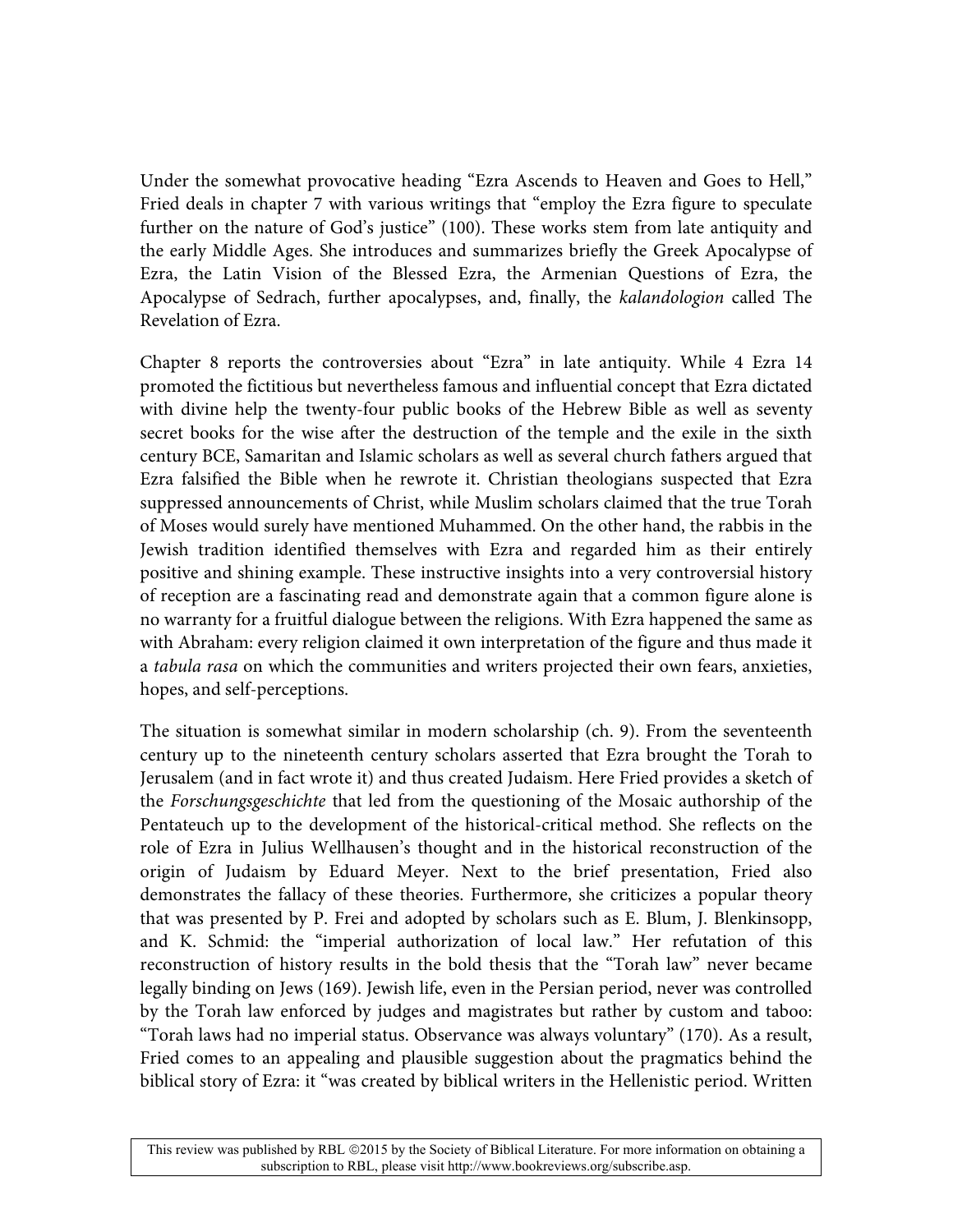Under the somewhat provocative heading "Ezra Ascends to Heaven and Goes to Hell," Fried deals in chapter 7 with various writings that "employ the Ezra figure to speculate further on the nature of God's justice" (100). These works stem from late antiquity and the early Middle Ages. She introduces and summarizes briefly the Greek Apocalypse of Ezra, the Latin Vision of the Blessed Ezra, the Armenian Questions of Ezra, the Apocalypse of Sedrach, further apocalypses, and, finally, the *kalandologion* called The Revelation of Ezra.

Chapter 8 reports the controversies about "Ezra" in late antiquity. While 4 Ezra 14 promoted the fictitious but nevertheless famous and influential concept that Ezra dictated with divine help the twenty-four public books of the Hebrew Bible as well as seventy secret books for the wise after the destruction of the temple and the exile in the sixth century BCE, Samaritan and Islamic scholars as well as several church fathers argued that Ezra falsified the Bible when he rewrote it. Christian theologians suspected that Ezra suppressed announcements of Christ, while Muslim scholars claimed that the true Torah of Moses would surely have mentioned Muhammed. On the other hand, the rabbis in the Jewish tradition identified themselves with Ezra and regarded him as their entirely positive and shining example. These instructive insights into a very controversial history of reception are a fascinating read and demonstrate again that a common figure alone is no warranty for a fruitful dialogue between the religions. With Ezra happened the same as with Abraham: every religion claimed it own interpretation of the figure and thus made it a *tabula rasa* on which the communities and writers projected their own fears, anxieties, hopes, and self-perceptions.

The situation is somewhat similar in modern scholarship (ch. 9). From the seventeenth century up to the nineteenth century scholars asserted that Ezra brought the Torah to Jerusalem (and in fact wrote it) and thus created Judaism. Here Fried provides a sketch of the *Forschungsgeschichte* that led from the questioning of the Mosaic authorship of the Pentateuch up to the development of the historical-critical method. She reflects on the role of Ezra in Julius Wellhausen's thought and in the historical reconstruction of the origin of Judaism by Eduard Meyer. Next to the brief presentation, Fried also demonstrates the fallacy of these theories. Furthermore, she criticizes a popular theory that was presented by P. Frei and adopted by scholars such as E. Blum, J. Blenkinsopp, and K. Schmid: the "imperial authorization of local law." Her refutation of this reconstruction of history results in the bold thesis that the "Torah law" never became legally binding on Jews (169). Jewish life, even in the Persian period, never was controlled by the Torah law enforced by judges and magistrates but rather by custom and taboo: "Torah laws had no imperial status. Observance was always voluntary" (170). As a result, Fried comes to an appealing and plausible suggestion about the pragmatics behind the biblical story of Ezra: it "was created by biblical writers in the Hellenistic period. Written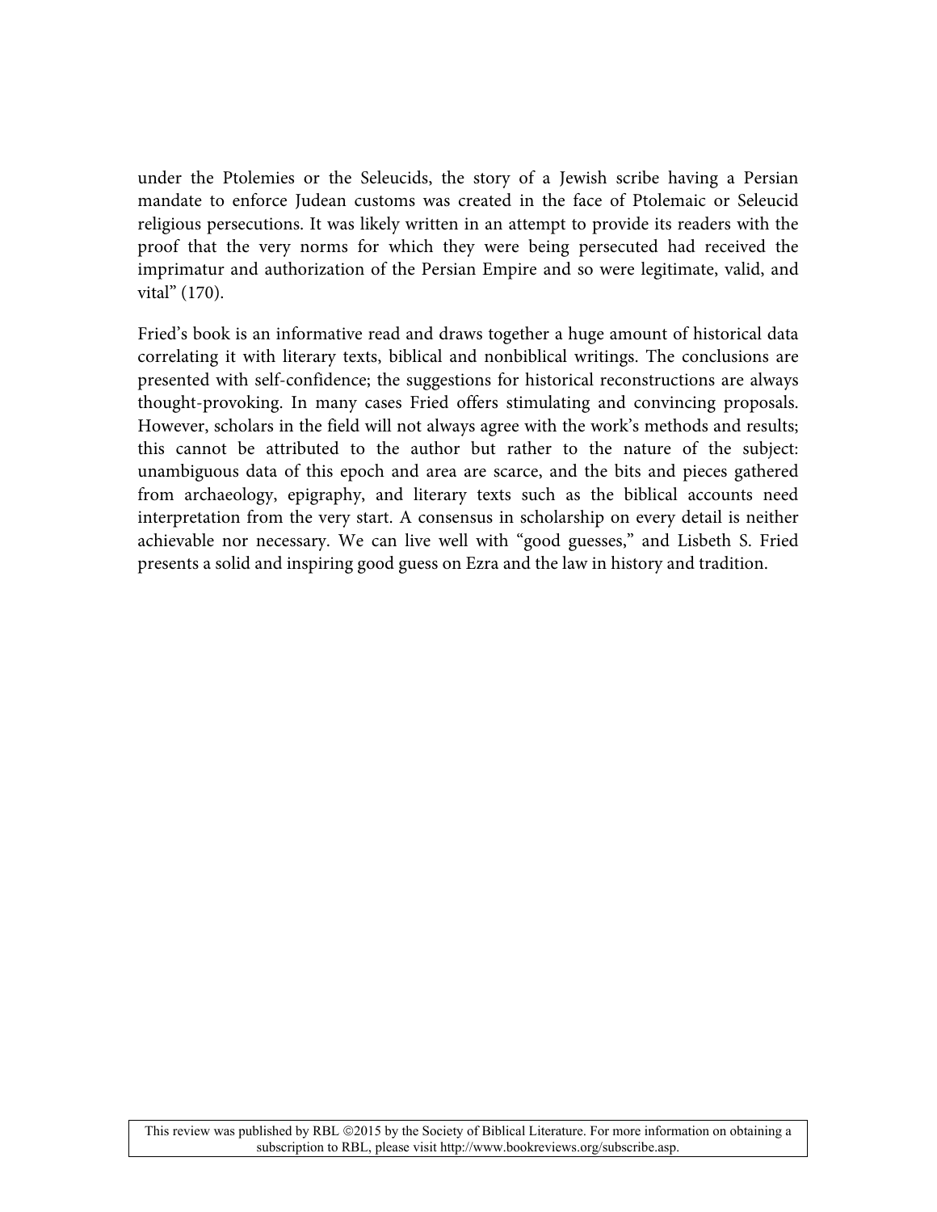under the Ptolemies or the Seleucids, the story of a Jewish scribe having a Persian mandate to enforce Judean customs was created in the face of Ptolemaic or Seleucid religious persecutions. It was likely written in an attempt to provide its readers with the proof that the very norms for which they were being persecuted had received the imprimatur and authorization of the Persian Empire and so were legitimate, valid, and vital" (170).

Fried's book is an informative read and draws together a huge amount of historical data correlating it with literary texts, biblical and nonbiblical writings. The conclusions are presented with self-confidence; the suggestions for historical reconstructions are always thought-provoking. In many cases Fried offers stimulating and convincing proposals. However, scholars in the field will not always agree with the work's methods and results; this cannot be attributed to the author but rather to the nature of the subject: unambiguous data of this epoch and area are scarce, and the bits and pieces gathered from archaeology, epigraphy, and literary texts such as the biblical accounts need interpretation from the very start. A consensus in scholarship on every detail is neither achievable nor necessary. We can live well with "good guesses," and Lisbeth S. Fried presents a solid and inspiring good guess on Ezra and the law in history and tradition.

This review was published by RBL ©2015 by the Society of Biblical Literature. For more information on obtaining a subscription to RBL, please visit http://www.bookreviews.org/subscribe.asp.